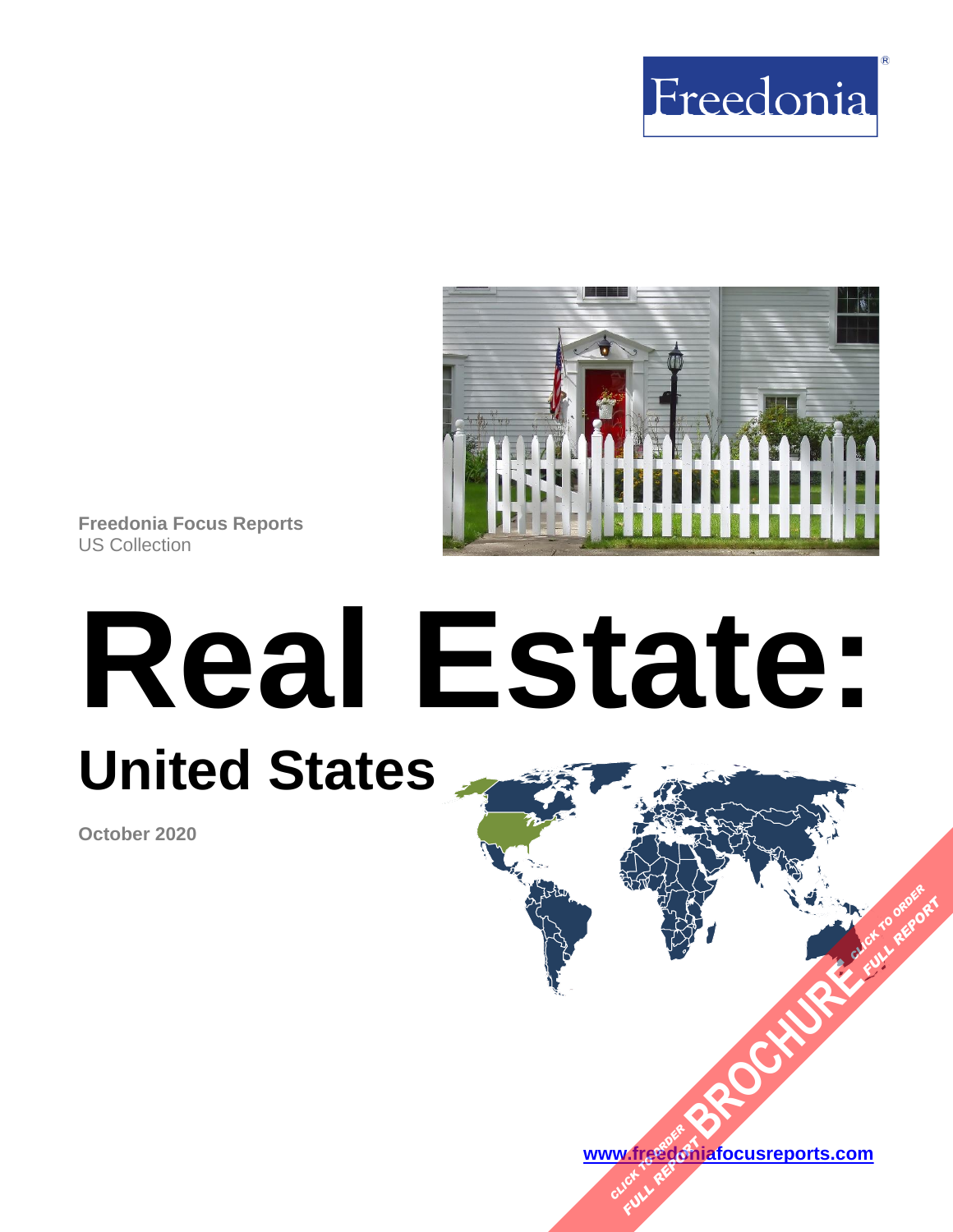Freedonia

Freedonia Focus Reports
US Collection

# Real Estate:

## United States

**October 2020**

CLICK TO ORDER FULL REPORT BROCHURE CLICK TO ORDER FULL REPORT

www.freedoniafocusreports.com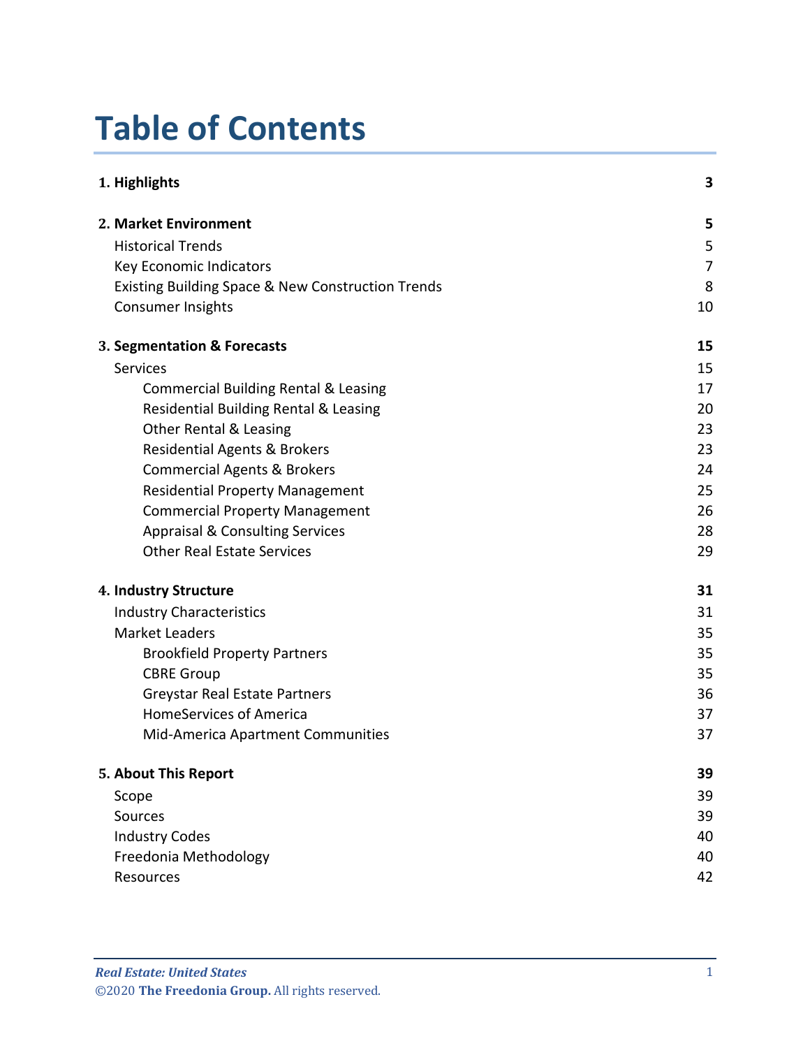# Table of Contents

| | |
|---|---|
| **1. Highlights** | **3** |
| **2. Market Environment** | **5** |
| Historical Trends | 5 |
| Key Economic Indicators | 7 |
| Existing Building Space & New Construction Trends | 8 |
| Consumer Insights | 10 |
| **3. Segmentation & Forecasts** | **15** |
| Services | 15 |
| Commercial Building Rental & Leasing | 17 |
| Residential Building Rental & Leasing | 20 |
| Other Rental & Leasing | 23 |
| Residential Agents & Brokers | 23 |
| Commercial Agents & Brokers | 24 |
| Residential Property Management | 25 |
| Commercial Property Management | 26 |
| Appraisal & Consulting Services | 28 |
| Other Real Estate Services | 29 |
| **4. Industry Structure** | **31** |
| Industry Characteristics | 31 |
| Market Leaders | 35 |
| Brookfield Property Partners | 35 |
| CBRE Group | 35 |
| Greystar Real Estate Partners | 36 |
| HomeServices of America | 37 |
| Mid-America Apartment Communities | 37 |
| **5. About This Report** | **39** |
| Scope | 39 |
| Sources | 39 |
| Industry Codes | 40 |
| Freedonia Methodology | 40 |
| Resources | 42 |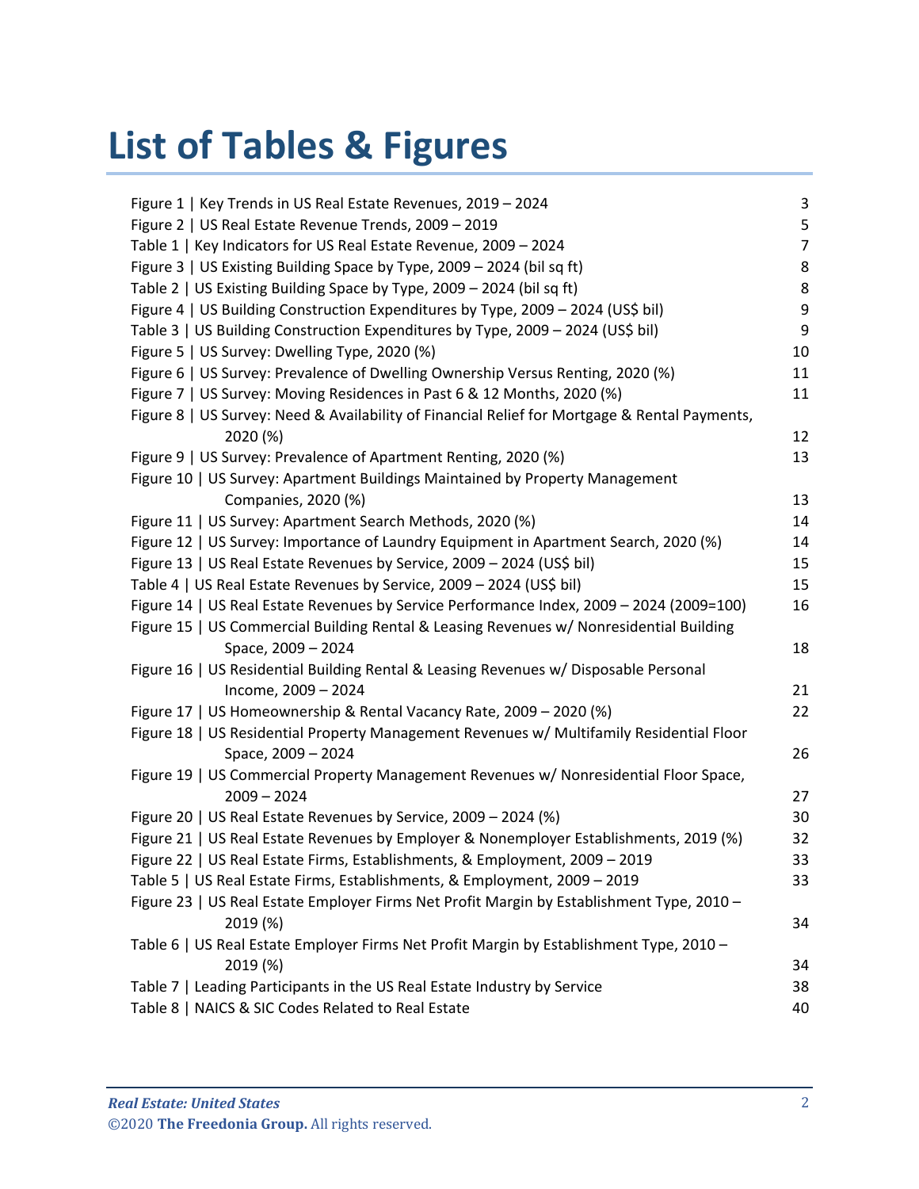# List of Tables & Figures

| | |
|---|---|
| Figure 1 \| Key Trends in US Real Estate Revenues, 2019 – 2024 | 3 |
| Figure 2 \| US Real Estate Revenue Trends, 2009 – 2019 | 5 |
| Table 1 \| Key Indicators for US Real Estate Revenue, 2009 – 2024 | 7 |
| Figure 3 \| US Existing Building Space by Type, 2009 – 2024 (bil sq ft) | 8 |
| Table 2 \| US Existing Building Space by Type, 2009 – 2024 (bil sq ft) | 8 |
| Figure 4 \| US Building Construction Expenditures by Type, 2009 – 2024 (US$ bil) | 9 |
| Table 3 \| US Building Construction Expenditures by Type, 2009 – 2024 (US$ bil) | 9 |
| Figure 5 \| US Survey: Dwelling Type, 2020 (%) | 10 |
| Figure 6 \| US Survey: Prevalence of Dwelling Ownership Versus Renting, 2020 (%) | 11 |
| Figure 7 \| US Survey: Moving Residences in Past 6 & 12 Months, 2020 (%) | 11 |
| Figure 8 \| US Survey: Need & Availability of Financial Relief for Mortgage & Rental Payments, 2020 (%) | 12 |
| Figure 9 \| US Survey: Prevalence of Apartment Renting, 2020 (%) | 13 |
| Figure 10 \| US Survey: Apartment Buildings Maintained by Property Management Companies, 2020 (%) | 13 |
| Figure 11 \| US Survey: Apartment Search Methods, 2020 (%) | 14 |
| Figure 12 \| US Survey: Importance of Laundry Equipment in Apartment Search, 2020 (%) | 14 |
| Figure 13 \| US Real Estate Revenues by Service, 2009 – 2024 (US$ bil) | 15 |
| Table 4 \| US Real Estate Revenues by Service, 2009 – 2024 (US$ bil) | 15 |
| Figure 14 \| US Real Estate Revenues by Service Performance Index, 2009 – 2024 (2009=100) | 16 |
| Figure 15 \| US Commercial Building Rental & Leasing Revenues w/ Nonresidential Building Space, 2009 – 2024 | 18 |
| Figure 16 \| US Residential Building Rental & Leasing Revenues w/ Disposable Personal Income, 2009 – 2024 | 21 |
| Figure 17 \| US Homeownership & Rental Vacancy Rate, 2009 – 2020 (%) | 22 |
| Figure 18 \| US Residential Property Management Revenues w/ Multifamily Residential Floor Space, 2009 – 2024 | 26 |
| Figure 19 \| US Commercial Property Management Revenues w/ Nonresidential Floor Space, 2009 – 2024 | 27 |
| Figure 20 \| US Real Estate Revenues by Service, 2009 – 2024 (%) | 30 |
| Figure 21 \| US Real Estate Revenues by Employer & Nonemployer Establishments, 2019 (%) | 32 |
| Figure 22 \| US Real Estate Firms, Establishments, & Employment, 2009 – 2019 | 33 |
| Table 5 \| US Real Estate Firms, Establishments, & Employment, 2009 – 2019 | 33 |
| Figure 23 \| US Real Estate Employer Firms Net Profit Margin by Establishment Type, 2010 – 2019 (%) | 34 |
| Table 6 \| US Real Estate Employer Firms Net Profit Margin by Establishment Type, 2010 – 2019 (%) | 34 |
| Table 7 \| Leading Participants in the US Real Estate Industry by Service | 38 |
| Table 8 \| NAICS & SIC Codes Related to Real Estate | 40 |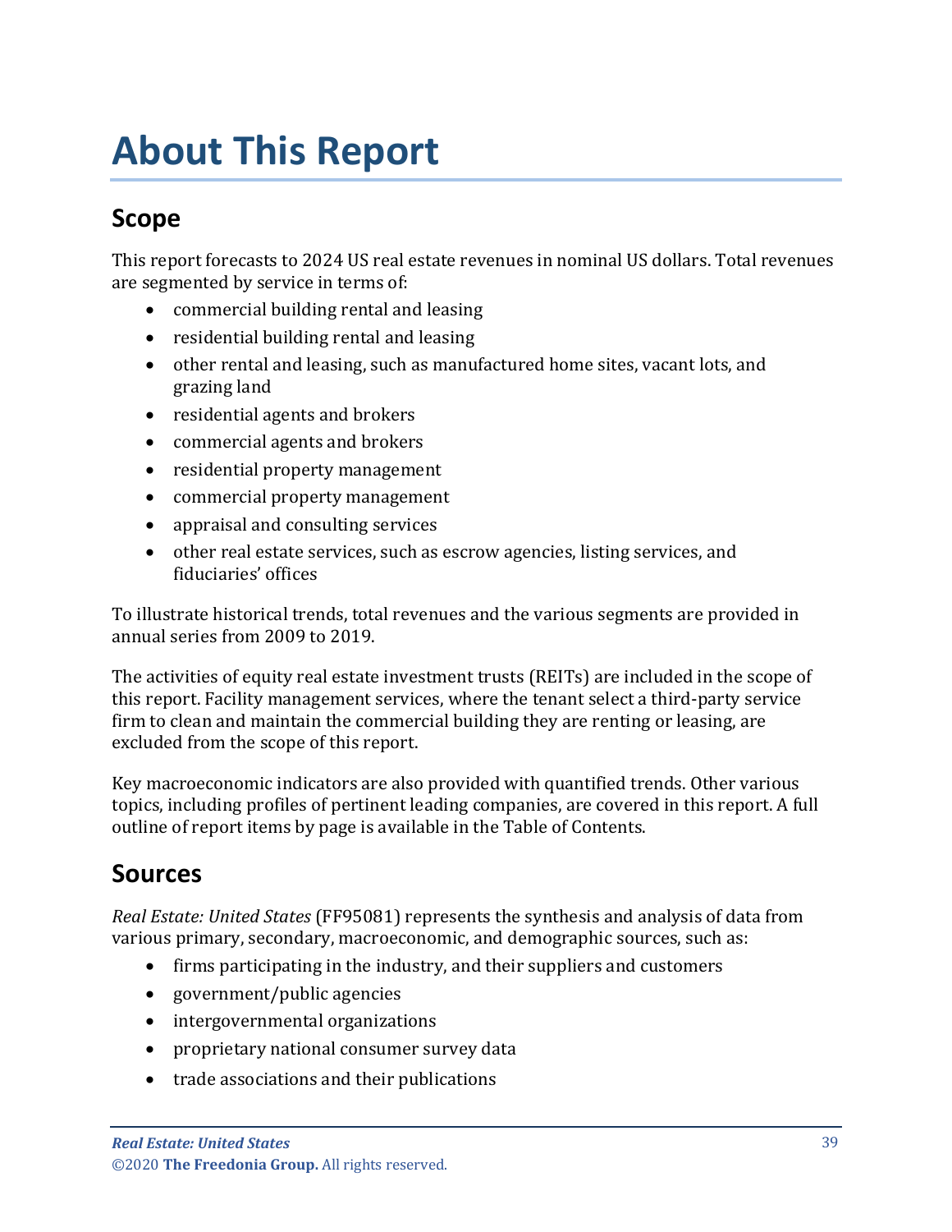# About This Report

## Scope

This report forecasts to 2024 US real estate revenues in nominal US dollars. Total revenues are segmented by service in terms of:

- commercial building rental and leasing
- residential building rental and leasing
- other rental and leasing, such as manufactured home sites, vacant lots, and grazing land
- residential agents and brokers
- commercial agents and brokers
- residential property management
- commercial property management
- appraisal and consulting services
- other real estate services, such as escrow agencies, listing services, and fiduciaries' offices

To illustrate historical trends, total revenues and the various segments are provided in annual series from 2009 to 2019.

The activities of equity real estate investment trusts (REITs) are included in the scope of this report. Facility management services, where the tenant select a third-party service firm to clean and maintain the commercial building they are renting or leasing, are excluded from the scope of this report.

Key macroeconomic indicators are also provided with quantified trends. Other various topics, including profiles of pertinent leading companies, are covered in this report. A full outline of report items by page is available in the Table of Contents.

## Sources

*Real Estate: United States* (FF95081) represents the synthesis and analysis of data from various primary, secondary, macroeconomic, and demographic sources, such as:

- firms participating in the industry, and their suppliers and customers
- government/public agencies
- intergovernmental organizations
- proprietary national consumer survey data
- trade associations and their publications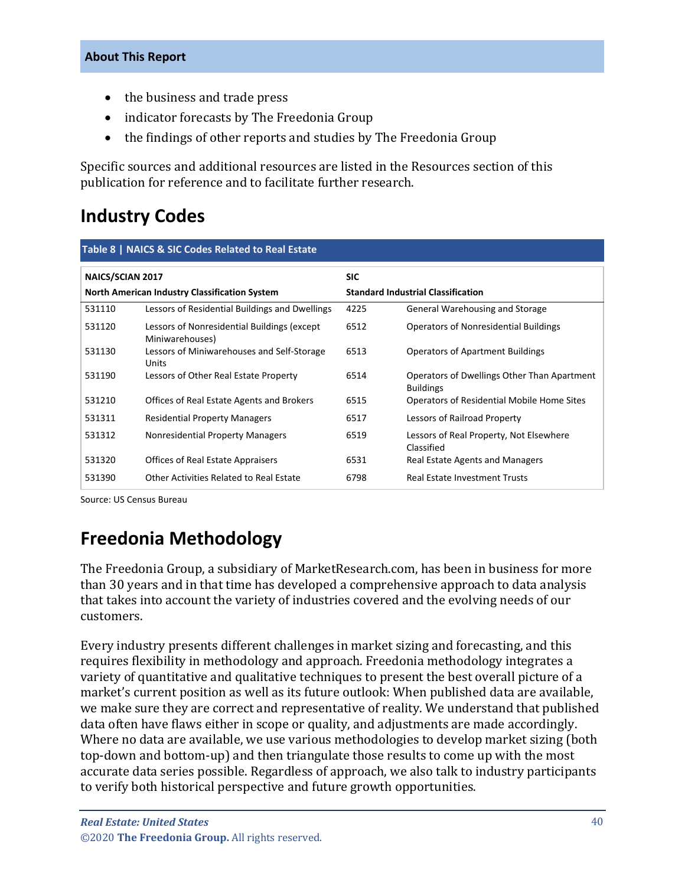- the business and trade press
- indicator forecasts by The Freedonia Group
- the findings of other reports and studies by The Freedonia Group

Specific sources and additional resources are listed in the Resources section of this publication for reference and to facilitate further research.

## Industry Codes

**Table 8 | NAICS & SIC Codes Related to Real Estate**

| NAICS/SCIAN 2017<br>North American Industry Classification System | | SIC<br>Standard Industrial Classification | |
|---|---|---|---|
| 531110 | Lessors of Residential Buildings and Dwellings | 4225 | General Warehousing and Storage |
| 531120 | Lessors of Nonresidential Buildings (except Miniwarehouses) | 6512 | Operators of Nonresidential Buildings |
| 531130 | Lessors of Miniwarehouses and Self-Storage Units | 6513 | Operators of Apartment Buildings |
| 531190 | Lessors of Other Real Estate Property | 6514 | Operators of Dwellings Other Than Apartment Buildings |
| 531210 | Offices of Real Estate Agents and Brokers | 6515 | Operators of Residential Mobile Home Sites |
| 531311 | Residential Property Managers | 6517 | Lessors of Railroad Property |
| 531312 | Nonresidential Property Managers | 6519 | Lessors of Real Property, Not Elsewhere Classified |
| 531320 | Offices of Real Estate Appraisers | 6531 | Real Estate Agents and Managers |
| 531390 | Other Activities Related to Real Estate | 6798 | Real Estate Investment Trusts |

Source: US Census Bureau

## Freedonia Methodology

The Freedonia Group, a subsidiary of MarketResearch.com, has been in business for more than 30 years and in that time has developed a comprehensive approach to data analysis that takes into account the variety of industries covered and the evolving needs of our customers.

Every industry presents different challenges in market sizing and forecasting, and this requires flexibility in methodology and approach. Freedonia methodology integrates a variety of quantitative and qualitative techniques to present the best overall picture of a market's current position as well as its future outlook: When published data are available, we make sure they are correct and representative of reality. We understand that published data often have flaws either in scope or quality, and adjustments are made accordingly. Where no data are available, we use various methodologies to develop market sizing (both top-down and bottom-up) and then triangulate those results to come up with the most accurate data series possible. Regardless of approach, we also talk to industry participants to verify both historical perspective and future growth opportunities.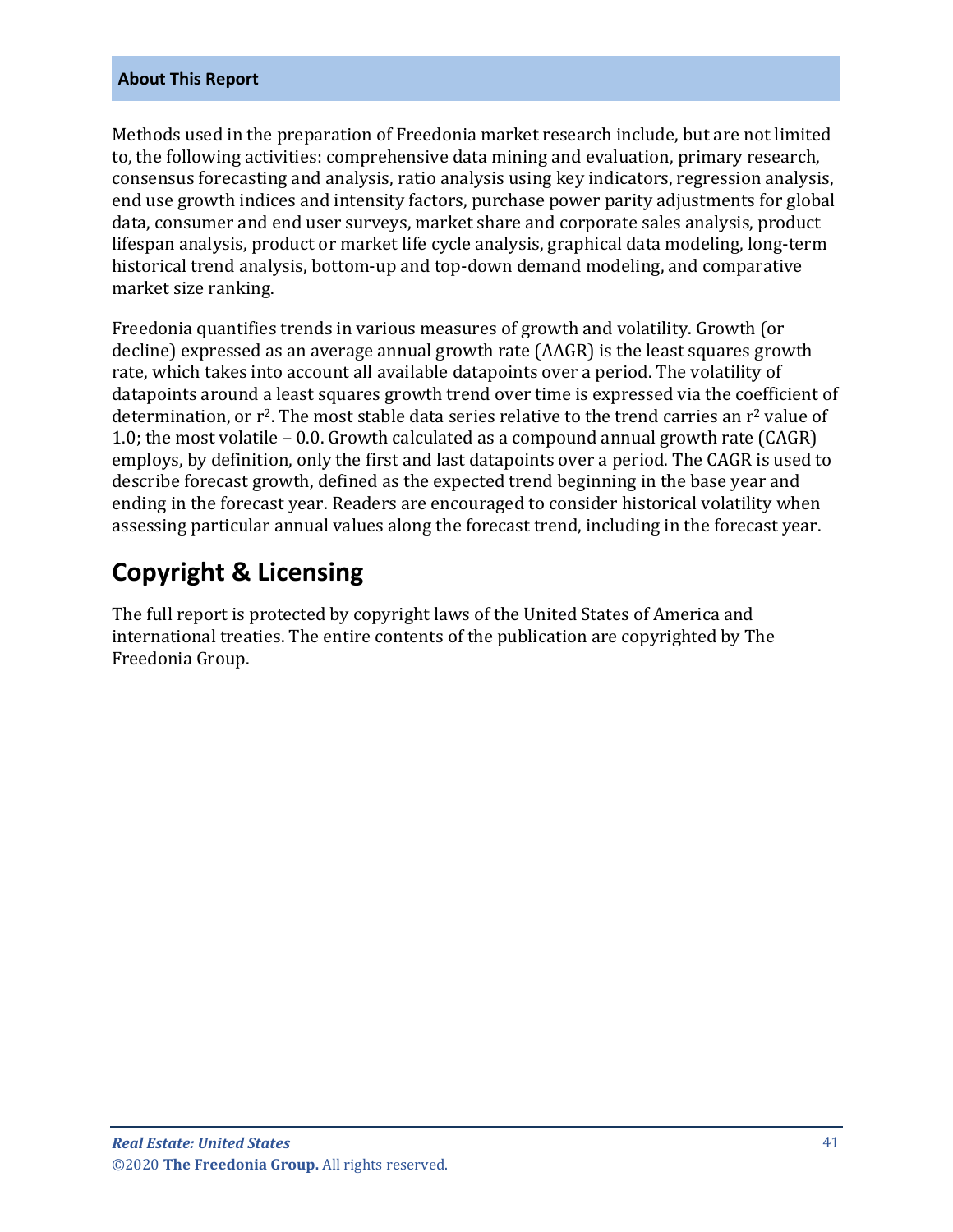## About This Report

Methods used in the preparation of Freedonia market research include, but are not limited to, the following activities: comprehensive data mining and evaluation, primary research, consensus forecasting and analysis, ratio analysis using key indicators, regression analysis, end use growth indices and intensity factors, purchase power parity adjustments for global data, consumer and end user surveys, market share and corporate sales analysis, product lifespan analysis, product or market life cycle analysis, graphical data modeling, long-term historical trend analysis, bottom-up and top-down demand modeling, and comparative market size ranking.

Freedonia quantifies trends in various measures of growth and volatility. Growth (or decline) expressed as an average annual growth rate (AAGR) is the least squares growth rate, which takes into account all available datapoints over a period. The volatility of datapoints around a least squares growth trend over time is expressed via the coefficient of determination, or $r^2$. The most stable data series relative to the trend carries an $r^2$ value of 1.0; the most volatile – 0.0. Growth calculated as a compound annual growth rate (CAGR) employs, by definition, only the first and last datapoints over a period. The CAGR is used to describe forecast growth, defined as the expected trend beginning in the base year and ending in the forecast year. Readers are encouraged to consider historical volatility when assessing particular annual values along the forecast trend, including in the forecast year.

# Copyright & Licensing

The full report is protected by copyright laws of the United States of America and international treaties. The entire contents of the publication are copyrighted by The Freedonia Group.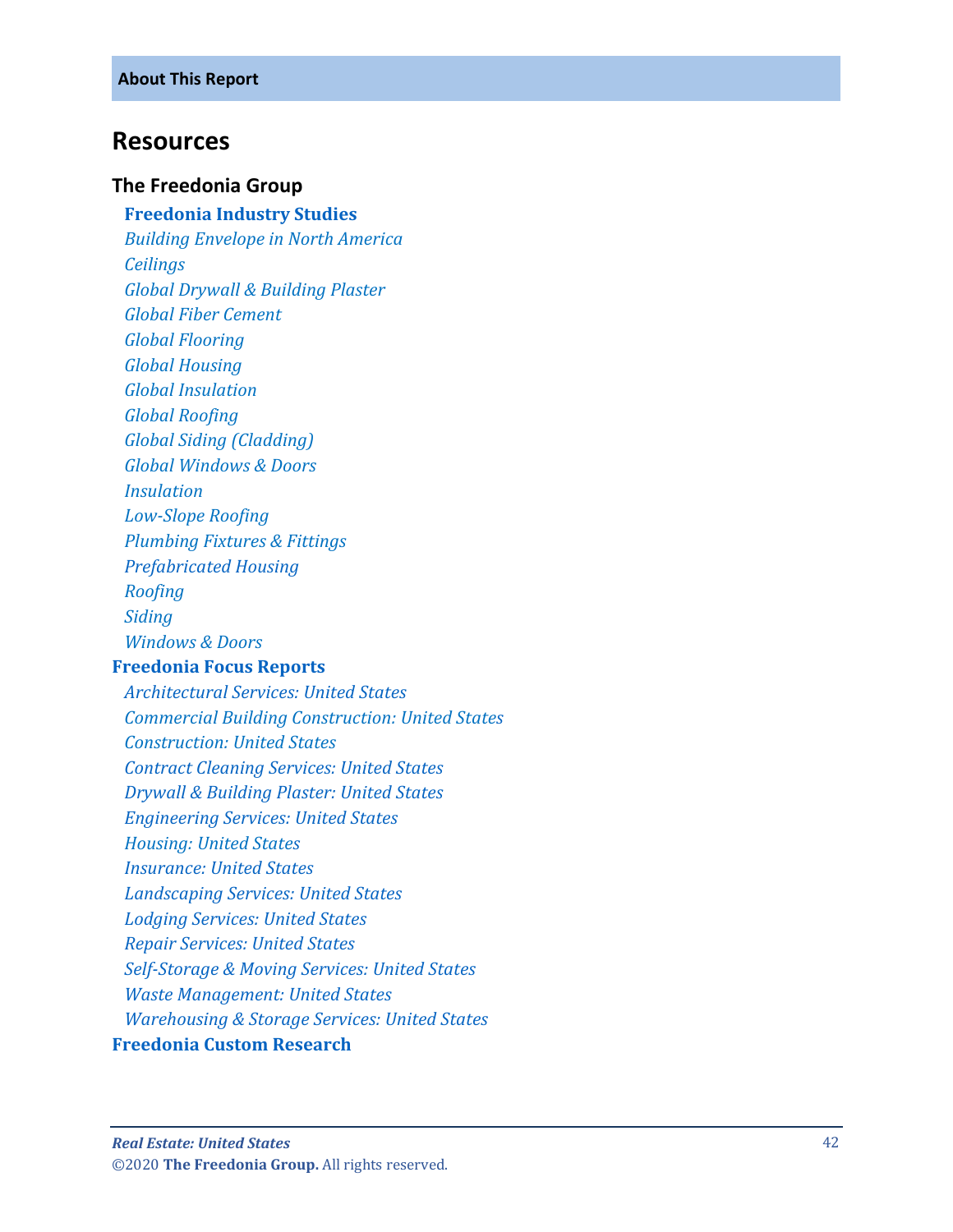## Resources

### The Freedonia Group

**Freedonia Industry Studies**

*Building Envelope in North America*
*Ceilings*
*Global Drywall & Building Plaster*
*Global Fiber Cement*
*Global Flooring*
*Global Housing*
*Global Insulation*
*Global Roofing*
*Global Siding (Cladding)*
*Global Windows & Doors*
*Insulation*
*Low-Slope Roofing*
*Plumbing Fixtures & Fittings*
*Prefabricated Housing*
*Roofing*
*Siding*
*Windows & Doors*

**Freedonia Focus Reports**

*Architectural Services: United States*
*Commercial Building Construction: United States*
*Construction: United States*
*Contract Cleaning Services: United States*
*Drywall & Building Plaster: United States*
*Engineering Services: United States*
*Housing: United States*
*Insurance: United States*
*Landscaping Services: United States*
*Lodging Services: United States*
*Repair Services: United States*
*Self-Storage & Moving Services: United States*
*Waste Management: United States*
*Warehousing & Storage Services: United States*

**Freedonia Custom Research**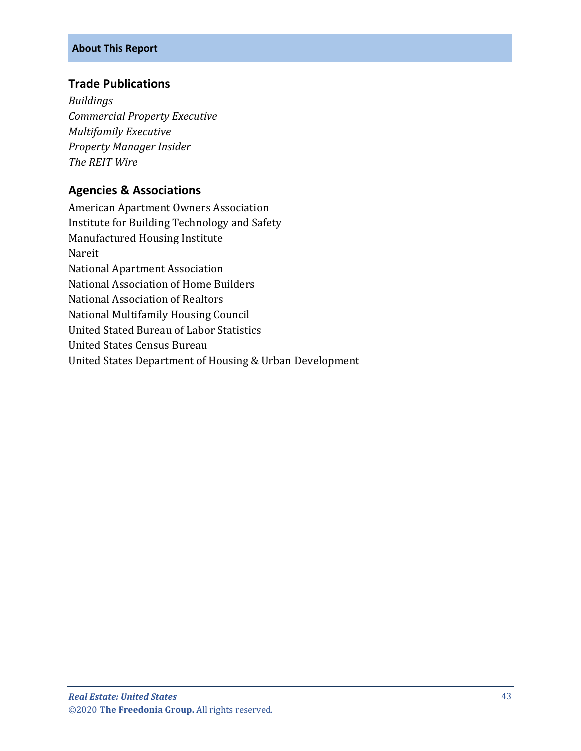## Trade Publications

*Buildings*
*Commercial Property Executive*
*Multifamily Executive*
*Property Manager Insider*
*The REIT Wire*

## Agencies & Associations

American Apartment Owners Association
Institute for Building Technology and Safety
Manufactured Housing Institute
Nareit
National Apartment Association
National Association of Home Builders
National Association of Realtors
National Multifamily Housing Council
United Stated Bureau of Labor Statistics
United States Census Bureau
United States Department of Housing & Urban Development